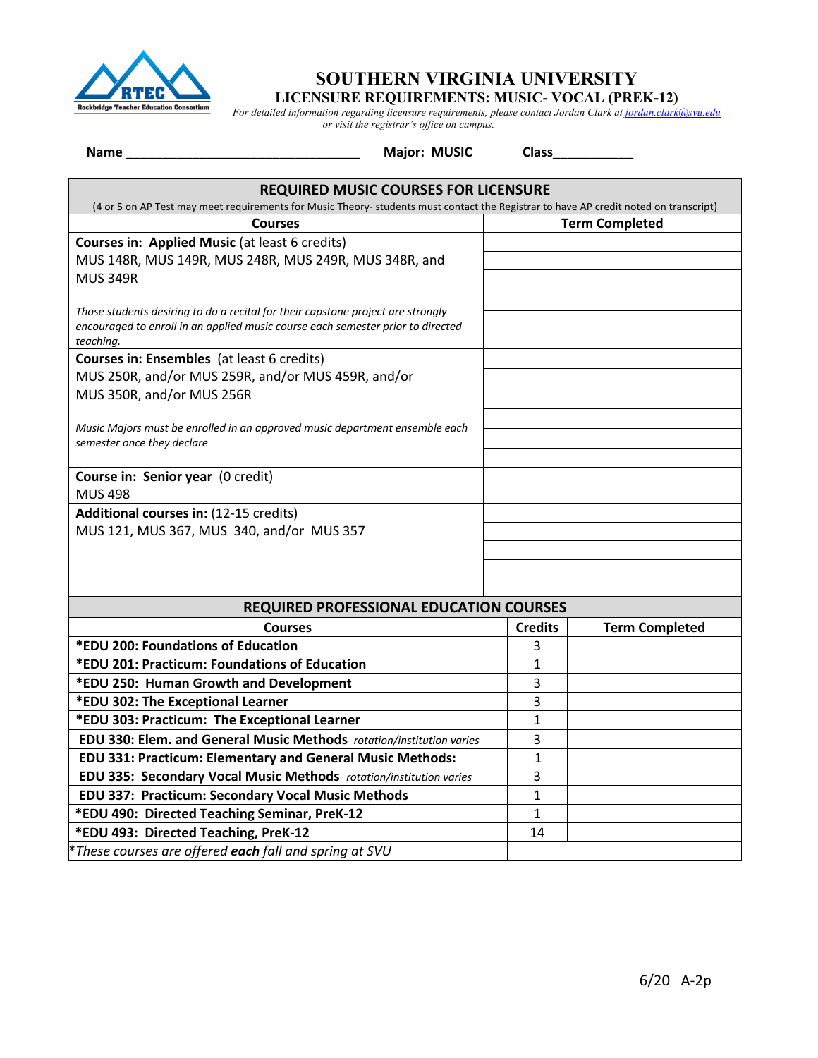RTEC
Rockbridge Teacher Education Consortium

# SOUTHERN VIRGINIA UNIVERSITY

## LICENSURE REQUIREMENTS: MUSIC- VOCAL (PREK-12)

*For detailed information regarding licensure requirements, please contact Jordan Clark at [jordan.clark@svu.edu](mailto:jordan.clark@svu.edu) or visit the registrar's office on campus.*

**Name** ________________________________ **Major: MUSIC** **Class**___________

| **REQUIRED MUSIC COURSES FOR LICENSURE** (4 or 5 on AP Test may meet requirements for Music Theory- students must contact the Registrar to have AP credit noted on transcript) | |
|---|---|
| **Courses** | **Term Completed** |
| **Courses in: Applied Music** (at least 6 credits) MUS 148R, MUS 149R, MUS 248R, MUS 249R, MUS 348R, and MUS 349R *Those students desiring to do a recital for their capstone project are strongly encouraged to enroll in an applied music course each semester prior to directed teaching.* | |
| **Courses in: Ensembles** (at least 6 credits) MUS 250R, and/or MUS 259R, and/or MUS 459R, and/or MUS 350R, and/or MUS 256R *Music Majors must be enrolled in an approved music department ensemble each semester once they declare* | |
| **Course in: Senior year** (0 credit) MUS 498 | |
| **Additional courses in:** (12-15 credits) MUS 121, MUS 367, MUS 340, and/or MUS 357 | |

| **REQUIRED PROFESSIONAL EDUCATION COURSES** | | |
|---|---|---|
| **Courses** | **Credits** | **Term Completed** |
| **\*EDU 200: Foundations of Education** | 3 | |
| **\*EDU 201: Practicum: Foundations of Education** | 1 | |
| **\*EDU 250: Human Growth and Development** | 3 | |
| **\*EDU 302: The Exceptional Learner** | 3 | |
| **\*EDU 303: Practicum: The Exceptional Learner** | 1 | |
| **EDU 330: Elem. and General Music Methods** *rotation/institution varies* | 3 | |
| **EDU 331: Practicum: Elementary and General Music Methods:** | 1 | |
| **EDU 335: Secondary Vocal Music Methods** *rotation/institution varies* | 3 | |
| **EDU 337: Practicum: Secondary Vocal Music Methods** | 1 | |
| **\*EDU 490: Directed Teaching Seminar, PreK-12** | 1 | |
| **\*EDU 493: Directed Teaching, PreK-12** | 14 | |
| \**These courses are offered **each** fall and spring at SVU* | | |

6/20 A-2p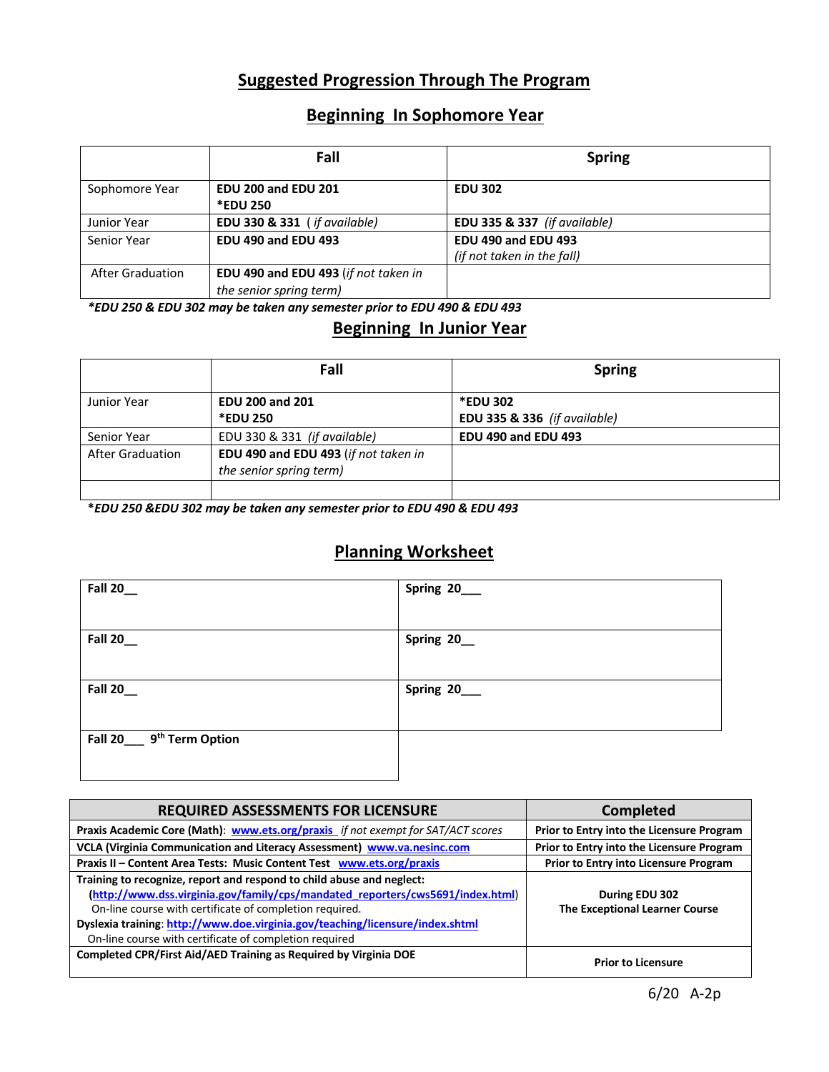# Suggested Progression Through The Program

## Beginning In Sophomore Year

| | Fall | Spring |
|---|---|---|
| Sophomore Year | **EDU 200 and EDU 201**<br>**\*EDU 250** | **EDU 302** |
| Junior Year | **EDU 330 & 331** ( *if available)* | **EDU 335 & 337** *(if available)* |
| Senior Year | **EDU 490 and EDU 493** | **EDU 490 and EDU 493**<br>*(if not taken in the fall)* |
| After Graduation | **EDU 490 and EDU 493** (*if not taken in the senior spring term)* | |

***EDU 250 & EDU 302 may be taken any semester prior to EDU 490 & EDU 493***

## Beginning In Junior Year

| | Fall | Spring |
|---|---|---|
| Junior Year | **EDU 200 and 201**<br>**\*EDU 250** | **\*EDU 302**<br>**EDU 335 & 336** *(if available)* |
| Senior Year | EDU 330 & 331 *(if available)* | **EDU 490 and EDU 493** |
| After Graduation | **EDU 490 and EDU 493** (*if not taken in the senior spring term)* | |
| | | |

**\****EDU 250 &EDU 302 may be taken any semester prior to EDU 490 & EDU 493***

## Planning Worksheet

| | |
|---|---|
| **Fall 20__** | **Spring 20___** |
| **Fall 20__** | **Spring 20__** |
| **Fall 20__** | **Spring 20___** |
| **Fall 20___ 9th Term Option** | |

| REQUIRED ASSESSMENTS FOR LICENSURE | Completed |
|---|---|
| **Praxis Academic Core (Math)**: www.ets.org/praxis *if not exempt for SAT/ACT scores* | **Prior to Entry into the Licensure Program** |
| **VCLA (Virginia Communication and Literacy Assessment)** www.va.nesinc.com | **Prior to Entry into the Licensure Program** |
| **Praxis II – Content Area Tests: Music Content Test** www.ets.org/praxis | **Prior to Entry into Licensure Program** |
| **Training to recognize, report and respond to child abuse and neglect:** (http://www.dss.virginia.gov/family/cps/mandated_reporters/cws5691/index.html) On-line course with certificate of completion required.<br>**Dyslexia training**: http://www.doe.virginia.gov/teaching/licensure/index.shtml On-line course with certificate of completion required | **During EDU 302**<br>**The Exceptional Learner Course** |
| **Completed CPR/First Aid/AED Training as Required by Virginia DOE** | **Prior to Licensure** |

6/20 A-2p